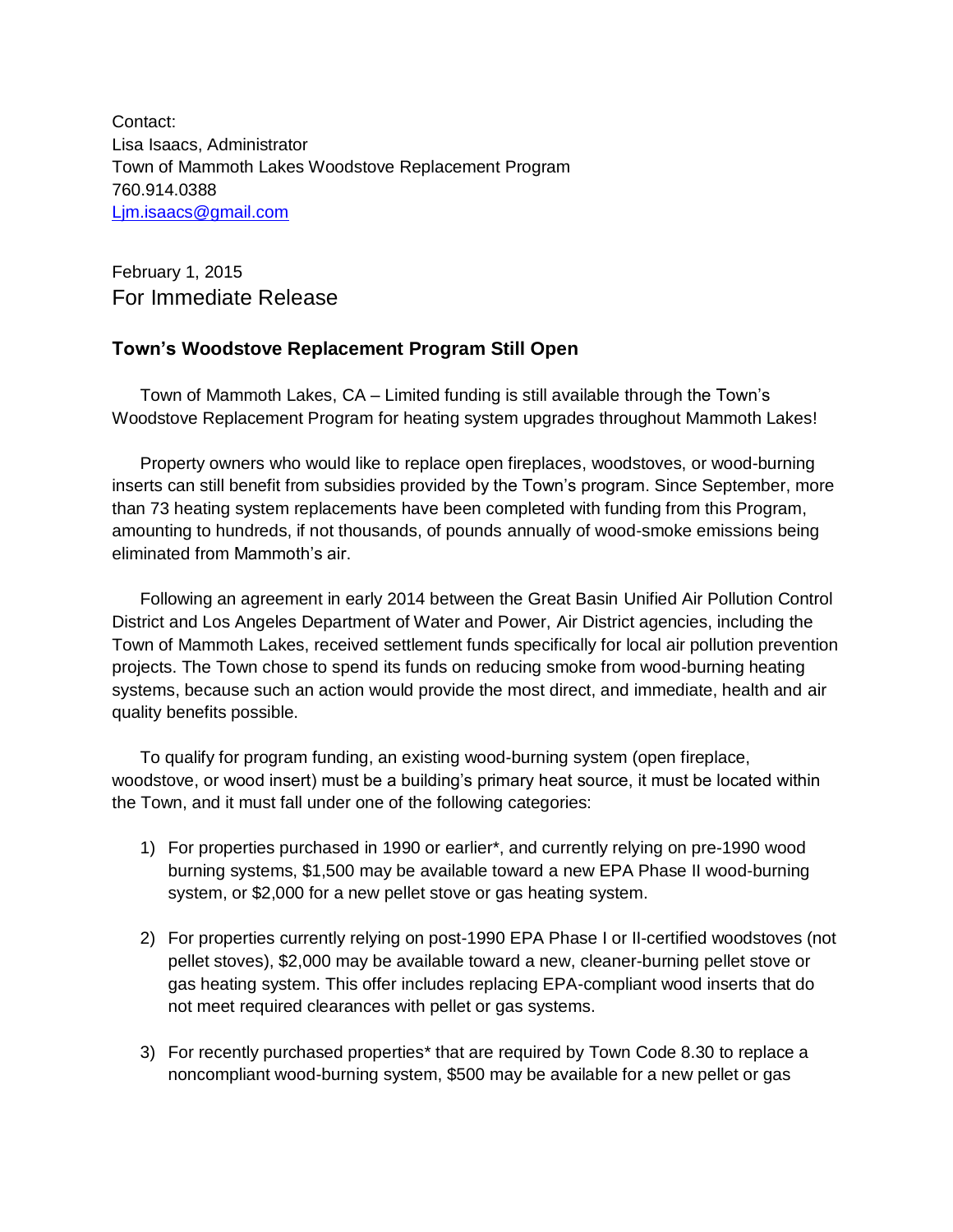Contact:
Lisa Isaacs, Administrator
Town of Mammoth Lakes Woodstove Replacement Program
760.914.0388
Ljm.isaacs@gmail.com

February 1, 2015
For Immediate Release

## Town's Woodstove Replacement Program Still Open

Town of Mammoth Lakes, CA – Limited funding is still available through the Town's Woodstove Replacement Program for heating system upgrades throughout Mammoth Lakes!

Property owners who would like to replace open fireplaces, woodstoves, or wood-burning inserts can still benefit from subsidies provided by the Town's program. Since September, more than 73 heating system replacements have been completed with funding from this Program, amounting to hundreds, if not thousands, of pounds annually of wood-smoke emissions being eliminated from Mammoth's air.

Following an agreement in early 2014 between the Great Basin Unified Air Pollution Control District and Los Angeles Department of Water and Power, Air District agencies, including the Town of Mammoth Lakes, received settlement funds specifically for local air pollution prevention projects. The Town chose to spend its funds on reducing smoke from wood-burning heating systems, because such an action would provide the most direct, and immediate, health and air quality benefits possible.

To qualify for program funding, an existing wood-burning system (open fireplace, woodstove, or wood insert) must be a building's primary heat source, it must be located within the Town, and it must fall under one of the following categories:

1) For properties purchased in 1990 or earlier*, and currently relying on pre-1990 wood burning systems, $1,500 may be available toward a new EPA Phase II wood-burning system, or $2,000 for a new pellet stove or gas heating system.

2) For properties currently relying on post-1990 EPA Phase I or II-certified woodstoves (not pellet stoves), $2,000 may be available toward a new, cleaner-burning pellet stove or gas heating system. This offer includes replacing EPA-compliant wood inserts that do not meet required clearances with pellet or gas systems.

3) For recently purchased properties* that are required by Town Code 8.30 to replace a noncompliant wood-burning system, $500 may be available for a new pellet or gas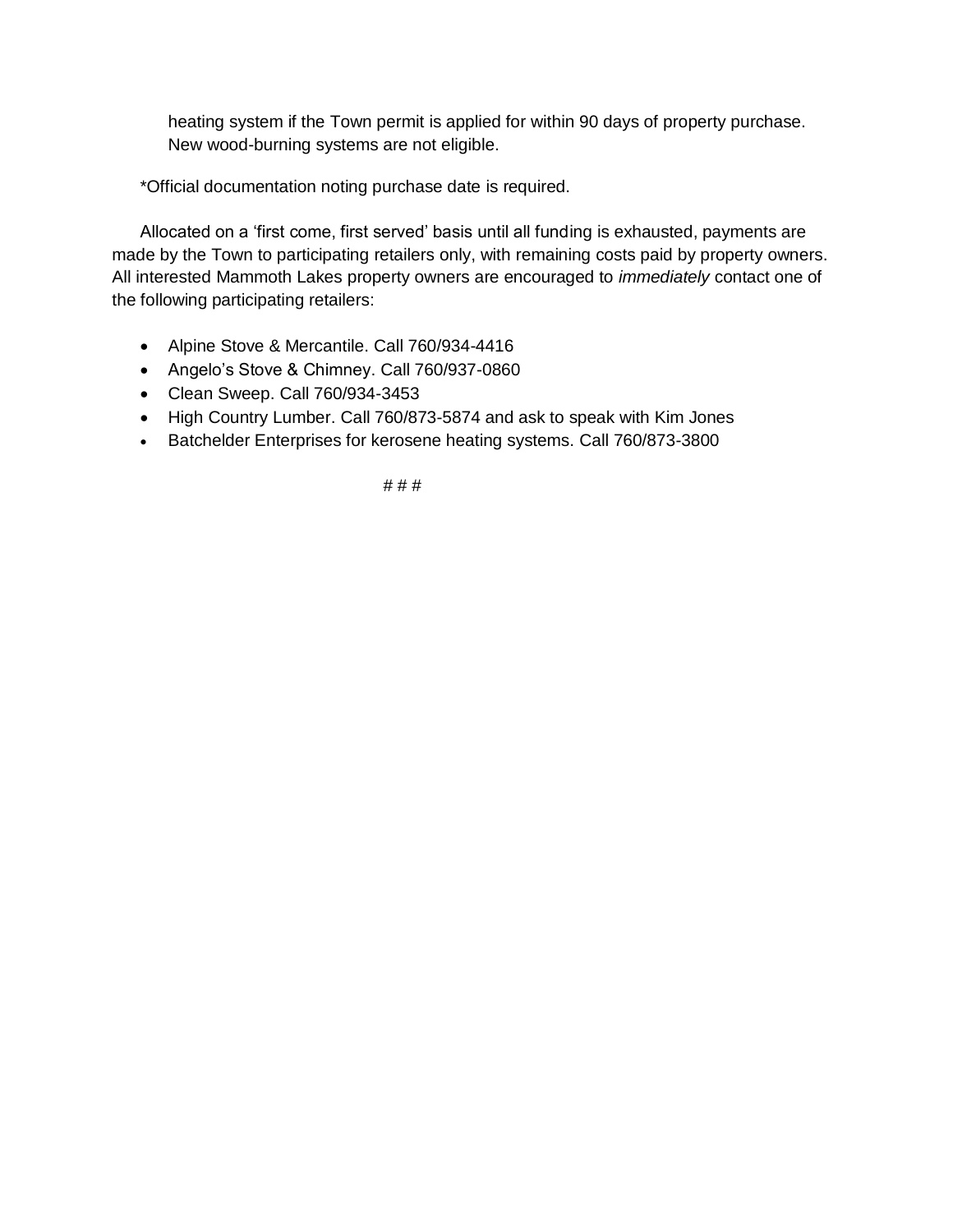heating system if the Town permit is applied for within 90 days of property purchase. New wood-burning systems are not eligible.

*Official documentation noting purchase date is required.

Allocated on a 'first come, first served' basis until all funding is exhausted, payments are made by the Town to participating retailers only, with remaining costs paid by property owners. All interested Mammoth Lakes property owners are encouraged to *immediately* contact one of the following participating retailers:

- Alpine Stove & Mercantile. Call 760/934-4416
- Angelo's Stove & Chimney. Call 760/937-0860
- Clean Sweep. Call 760/934-3453
- High Country Lumber. Call 760/873-5874 and ask to speak with Kim Jones
- Batchelder Enterprises for kerosene heating systems. Call 760/873-3800

# # #